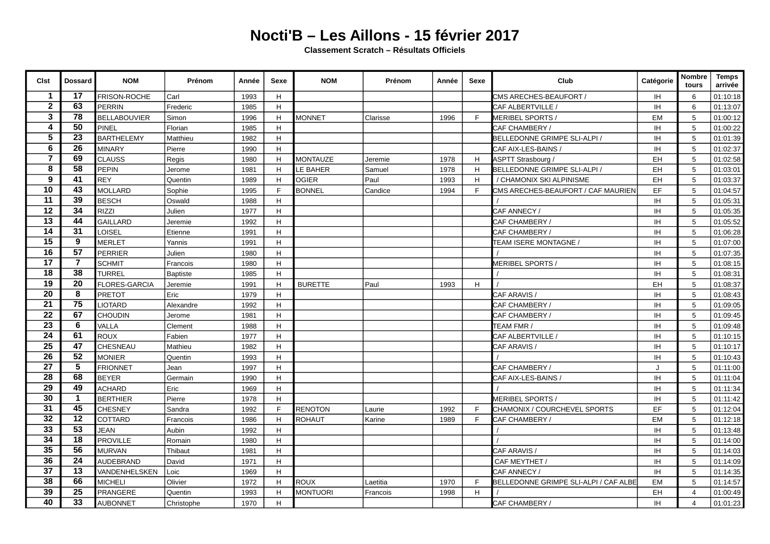# Nocti'B – Les Aillons - 15 février 2017

**Classement Scratch – Résultats Officiels**

| Clst | Dossard | NOM | Prénom | Année | Sexe | NOM | Prénom | Année | Sexe | Club | Catégorie | Nombre tours | Temps arrivée |
|---|---|---|---|---|---|---|---|---|---|---|---|---|---|
| 1 | 17 | FRISON-ROCHE | Carl | 1993 | H | | | | | CMS ARECHES-BEAUFORT / | IH | 6 | 01:10:18 |
| 2 | 63 | PERRIN | Frederic | 1985 | H | | | | | CAF ALBERTVILLE / | IH | 6 | 01:13:07 |
| 3 | 78 | BELLABOUVIER | Simon | 1996 | H | MONNET | Clarisse | 1996 | F | MERIBEL SPORTS / | EM | 5 | 01:00:12 |
| 4 | 50 | PINEL | Florian | 1985 | H | | | | | CAF CHAMBERY / | IH | 5 | 01:00:22 |
| 5 | 23 | BARTHELEMY | Matthieu | 1982 | H | | | | | BELLEDONNE GRIMPE SLI-ALPI / | IH | 5 | 01:01:39 |
| 6 | 26 | MINARY | Pierre | 1990 | H | | | | | CAF AIX-LES-BAINS / | IH | 5 | 01:02:37 |
| 7 | 69 | CLAUSS | Regis | 1980 | H | MONTAUZE | Jeremie | 1978 | H | ASPTT Strasbourg / | EH | 5 | 01:02:58 |
| 8 | 58 | PEPIN | Jerome | 1981 | H | LE BAHER | Samuel | 1978 | H | BELLEDONNE GRIMPE SLI-ALPI / | EH | 5 | 01:03:01 |
| 9 | 41 | REY | Quentin | 1989 | H | OGIER | Paul | 1993 | H | / CHAMONIX SKI ALPINISME | EH | 5 | 01:03:37 |
| 10 | 43 | MOLLARD | Sophie | 1995 | F | BONNEL | Candice | 1994 | F | CMS ARECHES-BEAUFORT / CAF MAURIEN | EF | 5 | 01:04:57 |
| 11 | 39 | BESCH | Oswald | 1988 | H | | | | | / | IH | 5 | 01:05:31 |
| 12 | 34 | RIZZI | Julien | 1977 | H | | | | | CAF ANNECY / | IH | 5 | 01:05:35 |
| 13 | 44 | GAILLARD | Jeremie | 1992 | H | | | | | CAF CHAMBERY / | IH | 5 | 01:05:52 |
| 14 | 31 | LOISEL | Etienne | 1991 | H | | | | | CAF CHAMBERY / | IH | 5 | 01:06:28 |
| 15 | 9 | MERLET | Yannis | 1991 | H | | | | | TEAM ISERE MONTAGNE / | IH | 5 | 01:07:00 |
| 16 | 57 | PERRIER | Julien | 1980 | H | | | | | / | IH | 5 | 01:07:35 |
| 17 | 7 | SCHMIT | Francois | 1980 | H | | | | | MERIBEL SPORTS / | IH | 5 | 01:08:15 |
| 18 | 38 | TURREL | Baptiste | 1985 | H | | | | | / | IH | 5 | 01:08:31 |
| 19 | 20 | FLORES-GARCIA | Jeremie | 1991 | H | BURETTE | Paul | 1993 | H | / | EH | 5 | 01:08:37 |
| 20 | 8 | PRETOT | Eric | 1979 | H | | | | | CAF ARAVIS / | IH | 5 | 01:08:43 |
| 21 | 75 | LIOTARD | Alexandre | 1992 | H | | | | | CAF CHAMBERY / | IH | 5 | 01:09:05 |
| 22 | 67 | CHOUDIN | Jerome | 1981 | H | | | | | CAF CHAMBERY / | IH | 5 | 01:09:45 |
| 23 | 6 | VALLA | Clement | 1988 | H | | | | | TEAM FMR / | IH | 5 | 01:09:48 |
| 24 | 61 | ROUX | Fabien | 1977 | H | | | | | CAF ALBERTVILLE / | IH | 5 | 01:10:15 |
| 25 | 47 | CHESNEAU | Mathieu | 1982 | H | | | | | CAF ARAVIS / | IH | 5 | 01:10:17 |
| 26 | 52 | MONIER | Quentin | 1993 | H | | | | | / | IH | 5 | 01:10:43 |
| 27 | 5 | FRIONNET | Jean | 1997 | H | | | | | CAF CHAMBERY / | J | 5 | 01:11:00 |
| 28 | 68 | BEYER | Germain | 1990 | H | | | | | CAF AIX-LES-BAINS / | IH | 5 | 01:11:04 |
| 29 | 49 | ACHARD | Eric | 1969 | H | | | | | / | IH | 5 | 01:11:34 |
| 30 | 1 | BERTHIER | Pierre | 1978 | H | | | | | MERIBEL SPORTS / | IH | 5 | 01:11:42 |
| 31 | 45 | CHESNEY | Sandra | 1992 | F | RENOTON | Laurie | 1992 | F | CHAMONIX / COURCHEVEL SPORTS | EF | 5 | 01:12:04 |
| 32 | 12 | COTTARD | Francois | 1986 | H | ROHAUT | Karine | 1989 | F | CAF CHAMBERY / | EM | 5 | 01:12:18 |
| 33 | 53 | JEAN | Aubin | 1992 | H | | | | | / | IH | 5 | 01:13:48 |
| 34 | 18 | PROVILLE | Romain | 1980 | H | | | | | / | IH | 5 | 01:14:00 |
| 35 | 56 | MURVAN | Thibaut | 1981 | H | | | | | CAF ARAVIS / | IH | 5 | 01:14:03 |
| 36 | 24 | AUDEBRAND | David | 1971 | H | | | | | CAF MEYTHET / | IH | 5 | 01:14:09 |
| 37 | 13 | VANDENHELSKEN | Loic | 1969 | H | | | | | CAF ANNECY / | IH | 5 | 01:14:35 |
| 38 | 66 | MICHELI | Olivier | 1972 | H | ROUX | Laetitia | 1970 | F | BELLEDONNE GRIMPE SLI-ALPI / CAF ALBE | EM | 5 | 01:14:57 |
| 39 | 25 | PRANGERE | Quentin | 1993 | H | MONTUORI | Francois | 1998 | H | / | EH | 4 | 01:00:49 |
| 40 | 33 | AUBONNET | Christophe | 1970 | H | | | | | CAF CHAMBERY / | IH | 4 | 01:01:23 |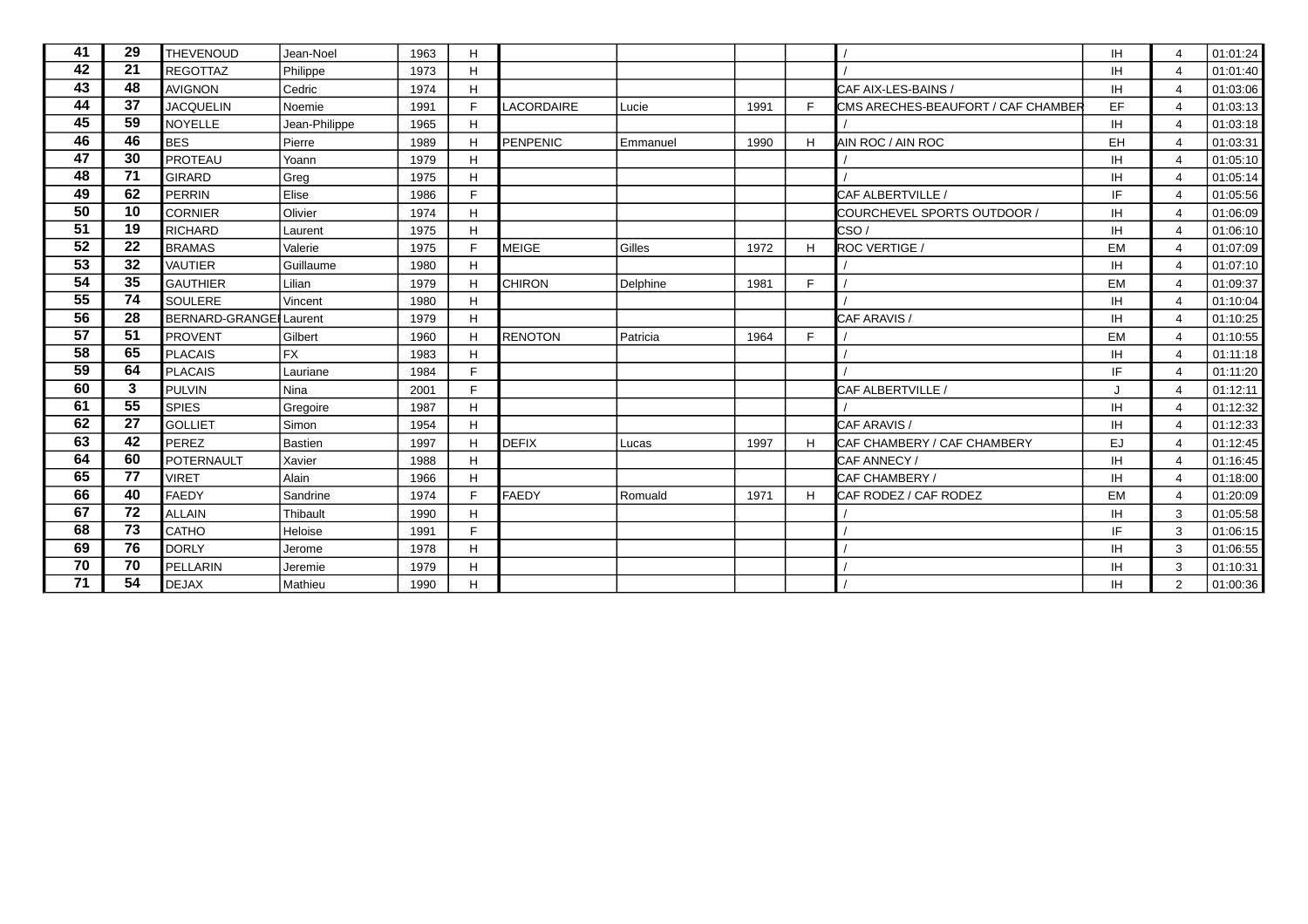| | | | | | | | | | | | | | |
|---|---|---|---|---|---|---|---|---|---|---|---|---|---|
| 41 | 29 | THEVENOUD | Jean-Noel | 1963 | H | | | | | / | IH | 4 | 01:01:24 |
| 42 | 21 | REGOTTAZ | Philippe | 1973 | H | | | | | / | IH | 4 | 01:01:40 |
| 43 | 48 | AVIGNON | Cedric | 1974 | H | | | | | CAF AIX-LES-BAINS / | IH | 4 | 01:03:06 |
| 44 | 37 | JACQUELIN | Noemie | 1991 | F | LACORDAIRE | Lucie | 1991 | F | CMS ARECHES-BEAUFORT / CAF CHAMBER | EF | 4 | 01:03:13 |
| 45 | 59 | NOYELLE | Jean-Philippe | 1965 | H | | | | | / | IH | 4 | 01:03:18 |
| 46 | 46 | BES | Pierre | 1989 | H | PENPENIC | Emmanuel | 1990 | H | AIN ROC / AIN ROC | EH | 4 | 01:03:31 |
| 47 | 30 | PROTEAU | Yoann | 1979 | H | | | | | / | IH | 4 | 01:05:10 |
| 48 | 71 | GIRARD | Greg | 1975 | H | | | | | / | IH | 4 | 01:05:14 |
| 49 | 62 | PERRIN | Elise | 1986 | F | | | | | CAF ALBERTVILLE / | IF | 4 | 01:05:56 |
| 50 | 10 | CORNIER | Olivier | 1974 | H | | | | | COURCHEVEL SPORTS OUTDOOR / | IH | 4 | 01:06:09 |
| 51 | 19 | RICHARD | Laurent | 1975 | H | | | | | CSO / | IH | 4 | 01:06:10 |
| 52 | 22 | BRAMAS | Valerie | 1975 | F | MEIGE | Gilles | 1972 | H | ROC VERTIGE / | EM | 4 | 01:07:09 |
| 53 | 32 | VAUTIER | Guillaume | 1980 | H | | | | | / | IH | 4 | 01:07:10 |
| 54 | 35 | GAUTHIER | Lilian | 1979 | H | CHIRON | Delphine | 1981 | F | / | EM | 4 | 01:09:37 |
| 55 | 74 | SOULERE | Vincent | 1980 | H | | | | | / | IH | 4 | 01:10:04 |
| 56 | 28 | BERNARD-GRANGEI | Laurent | 1979 | H | | | | | CAF ARAVIS / | IH | 4 | 01:10:25 |
| 57 | 51 | PROVENT | Gilbert | 1960 | H | RENOTON | Patricia | 1964 | F | / | EM | 4 | 01:10:55 |
| 58 | 65 | PLACAIS | FX | 1983 | H | | | | | / | IH | 4 | 01:11:18 |
| 59 | 64 | PLACAIS | Lauriane | 1984 | F | | | | | / | IF | 4 | 01:11:20 |
| 60 | 3 | PULVIN | Nina | 2001 | F | | | | | CAF ALBERTVILLE / | J | 4 | 01:12:11 |
| 61 | 55 | SPIES | Gregoire | 1987 | H | | | | | / | IH | 4 | 01:12:32 |
| 62 | 27 | GOLLIET | Simon | 1954 | H | | | | | CAF ARAVIS / | IH | 4 | 01:12:33 |
| 63 | 42 | PEREZ | Bastien | 1997 | H | DEFIX | Lucas | 1997 | H | CAF CHAMBERY / CAF CHAMBERY | EJ | 4 | 01:12:45 |
| 64 | 60 | POTERNAULT | Xavier | 1988 | H | | | | | CAF ANNECY / | IH | 4 | 01:16:45 |
| 65 | 77 | VIRET | Alain | 1966 | H | | | | | CAF CHAMBERY / | IH | 4 | 01:18:00 |
| 66 | 40 | FAEDY | Sandrine | 1974 | F | FAEDY | Romuald | 1971 | H | CAF RODEZ / CAF RODEZ | EM | 4 | 01:20:09 |
| 67 | 72 | ALLAIN | Thibault | 1990 | H | | | | | / | IH | 3 | 01:05:58 |
| 68 | 73 | CATHO | Heloise | 1991 | F | | | | | / | IF | 3 | 01:06:15 |
| 69 | 76 | DORLY | Jerome | 1978 | H | | | | | / | IH | 3 | 01:06:55 |
| 70 | 70 | PELLARIN | Jeremie | 1979 | H | | | | | / | IH | 3 | 01:10:31 |
| 71 | 54 | DEJAX | Mathieu | 1990 | H | | | | | / | IH | 2 | 01:00:36 |